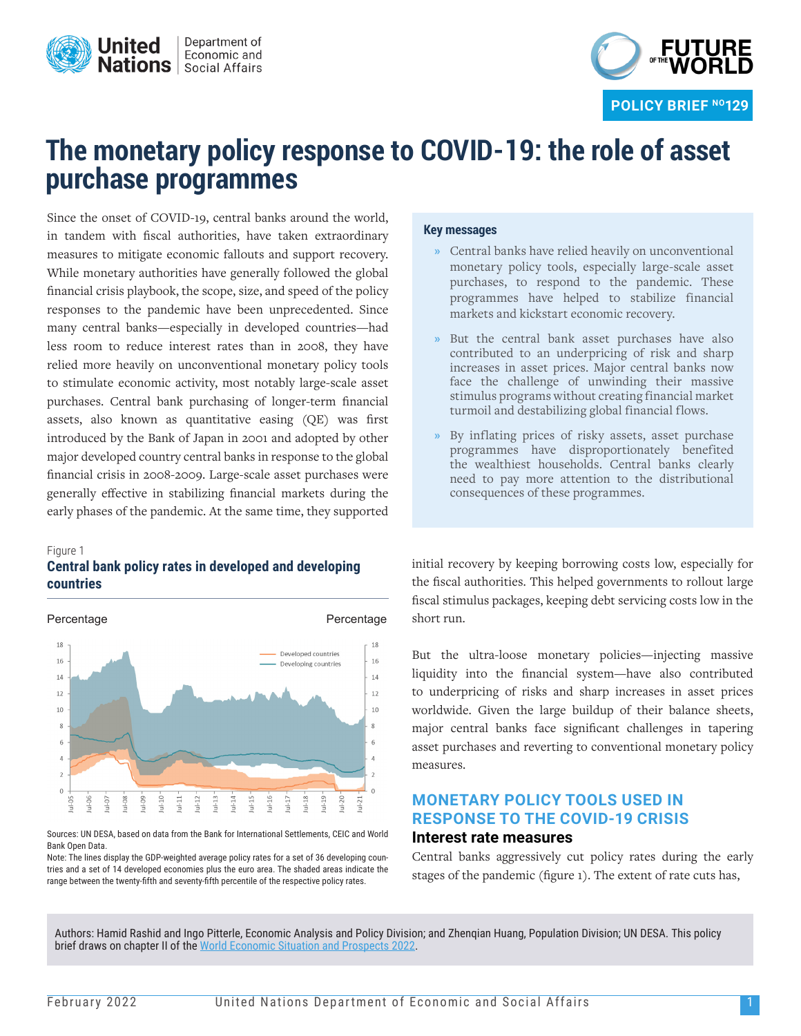POLICY BRIEF NO129

# The monetary policy response to COVID-19: the role of asset purchase programmes

Since the onset of COVID-19, central banks around the world, in tandem with fiscal authorities, have taken extraordinary measures to mitigate economic fallouts and support recovery. While monetary authorities have generally followed the global financial crisis playbook, the scope, size, and speed of the policy responses to the pandemic have been unprecedented. Since many central banks—especially in developed countries—had less room to reduce interest rates than in 2008, they have relied more heavily on unconventional monetary policy tools to stimulate economic activity, most notably large-scale asset purchases. Central bank purchasing of longer-term financial assets, also known as quantitative easing (QE) was first introduced by the Bank of Japan in 2001 and adopted by other major developed country central banks in response to the global financial crisis in 2008-2009. Large-scale asset purchases were generally effective in stabilizing financial markets during the early phases of the pandemic. At the same time, they supported initial recovery by keeping borrowing costs low, especially for the fiscal authorities. This helped governments to rollout large fiscal stimulus packages, keeping debt servicing costs low in the short run.

**Key messages**

- Central banks have relied heavily on unconventional monetary policy tools, especially large-scale asset purchases, to respond to the pandemic. These programmes have helped to stabilize financial markets and kickstart economic recovery.
- But the central bank asset purchases have also contributed to an underpricing of risk and sharp increases in asset prices. Major central banks now face the challenge of unwinding their massive stimulus programs without creating financial market turmoil and destabilizing global financial flows.
- By inflating prices of risky assets, asset purchase programmes have disproportionately benefited the wealthiest households. Central banks clearly need to pay more attention to the distributional consequences of these programmes.

Figure 1

**Central bank policy rates in developed and developing countries**

Sources: UN DESA, based on data from the Bank for International Settlements, CEIC and World Bank Open Data.

Note: The lines display the GDP-weighted average policy rates for a set of 36 developing countries and a set of 14 developed economies plus the euro area. The shaded areas indicate the range between the twenty-fifth and seventy-fifth percentile of the respective policy rates.

But the ultra-loose monetary policies—injecting massive liquidity into the financial system—have also contributed to underpricing of risks and sharp increases in asset prices worldwide. Given the large buildup of their balance sheets, major central banks face significant challenges in tapering asset purchases and reverting to conventional monetary policy measures.

## MONETARY POLICY TOOLS USED IN RESPONSE TO THE COVID-19 CRISIS

### Interest rate measures

Central banks aggressively cut policy rates during the early stages of the pandemic (figure 1). The extent of rate cuts has,

Authors: Hamid Rashid and Ingo Pitterle, Economic Analysis and Policy Division; and Zhenqian Huang, Population Division; UN DESA. This policy brief draws on chapter II of the World Economic Situation and Prospects 2022.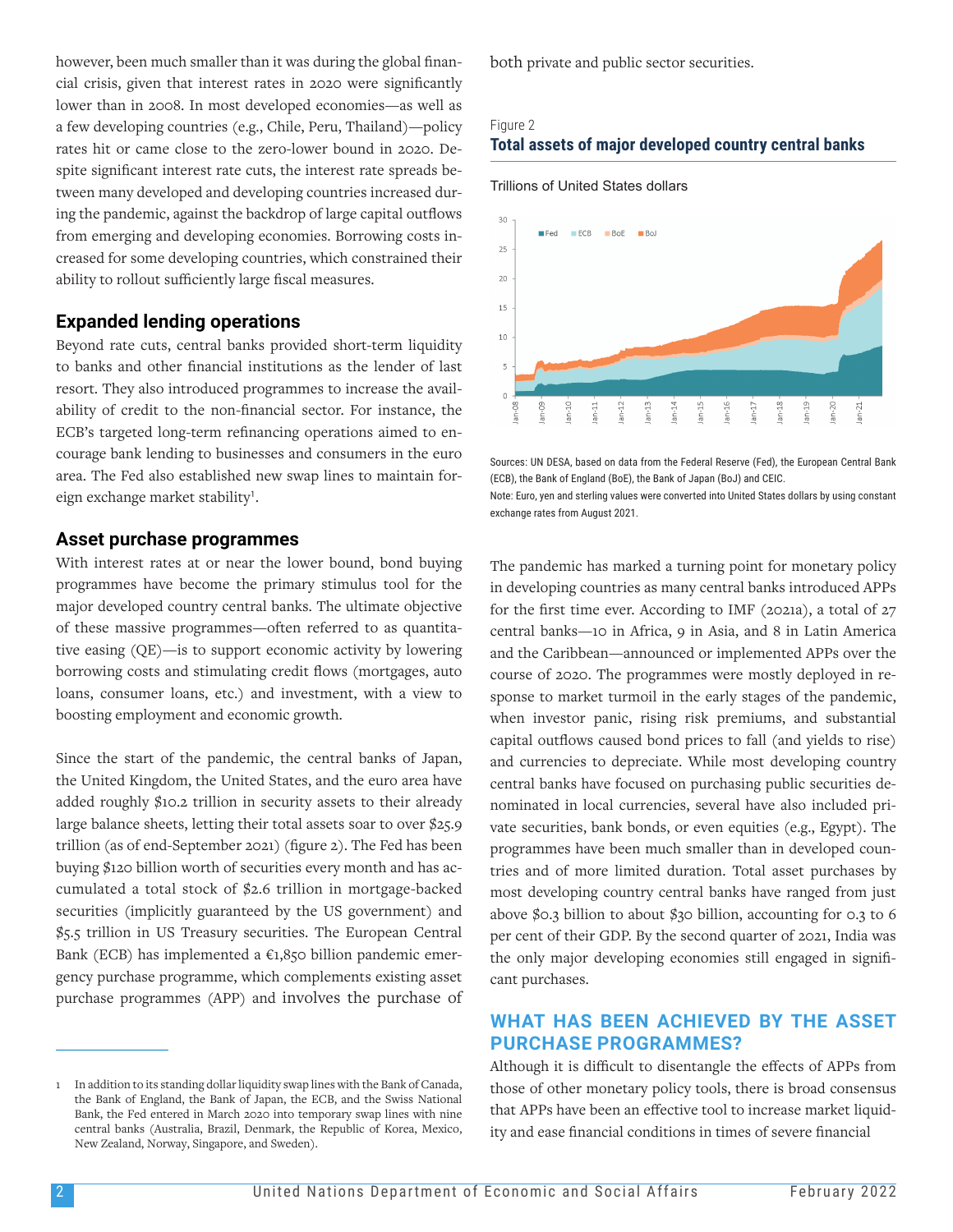however, been much smaller than it was during the global financial crisis, given that interest rates in 2020 were significantly lower than in 2008. In most developed economies—as well as a few developing countries (e.g., Chile, Peru, Thailand)—policy rates hit or came close to the zero-lower bound in 2020. Despite significant interest rate cuts, the interest rate spreads between many developed and developing countries increased during the pandemic, against the backdrop of large capital outflows from emerging and developing economies. Borrowing costs increased for some developing countries, which constrained their ability to rollout sufficiently large fiscal measures.

## Expanded lending operations

Beyond rate cuts, central banks provided short-term liquidity to banks and other financial institutions as the lender of last resort. They also introduced programmes to increase the availability of credit to the non-financial sector. For instance, the ECB's targeted long-term refinancing operations aimed to encourage bank lending to businesses and consumers in the euro area. The Fed also established new swap lines to maintain foreign exchange market stability[1].

## Asset purchase programmes

With interest rates at or near the lower bound, bond buying programmes have become the primary stimulus tool for the major developed country central banks. The ultimate objective of these massive programmes—often referred to as quantitative easing (QE)—is to support economic activity by lowering borrowing costs and stimulating credit flows (mortgages, auto loans, consumer loans, etc.) and investment, with a view to boosting employment and economic growth.

Since the start of the pandemic, the central banks of Japan, the United Kingdom, the United States, and the euro area have added roughly $10.2 trillion in security assets to their already large balance sheets, letting their total assets soar to over $25.9 trillion (as of end-September 2021) (figure 2). The Fed has been buying $120 billion worth of securities every month and has accumulated a total stock of $2.6 trillion in mortgage-backed securities (implicitly guaranteed by the US government) and $5.5 trillion in US Treasury securities. The European Central Bank (ECB) has implemented a €1,850 billion pandemic emergency purchase programme, which complements existing asset purchase programmes (APP) and involves the purchase of both private and public sector securities.

Figure 2
**Total assets of major developed country central banks**

Trillions of United States dollars

Sources: UN DESA, based on data from the Federal Reserve (Fed), the European Central Bank (ECB), the Bank of England (BoE), the Bank of Japan (BoJ) and CEIC.
Note: Euro, yen and sterling values were converted into United States dollars by using constant exchange rates from August 2021.

The pandemic has marked a turning point for monetary policy in developing countries as many central banks introduced APPs for the first time ever. According to IMF (2021a), a total of 27 central banks—10 in Africa, 9 in Asia, and 8 in Latin America and the Caribbean—announced or implemented APPs over the course of 2020. The programmes were mostly deployed in response to market turmoil in the early stages of the pandemic, when investor panic, rising risk premiums, and substantial capital outflows caused bond prices to fall (and yields to rise) and currencies to depreciate. While most developing country central banks have focused on purchasing public securities denominated in local currencies, several have also included private securities, bank bonds, or even equities (e.g., Egypt). The programmes have been much smaller than in developed countries and of more limited duration. Total asset purchases by most developing country central banks have ranged from just above $0.3 billion to about $30 billion, accounting for 0.3 to 6 per cent of their GDP. By the second quarter of 2021, India was the only major developing economies still engaged in significant purchases.

## WHAT HAS BEEN ACHIEVED BY THE ASSET PURCHASE PROGRAMMES?

Although it is difficult to disentangle the effects of APPs from those of other monetary policy tools, there is broad consensus that APPs have been an effective tool to increase market liquidity and ease financial conditions in times of severe financial

1 In addition to its standing dollar liquidity swap lines with the Bank of Canada, the Bank of England, the Bank of Japan, the ECB, and the Swiss National Bank, the Fed entered in March 2020 into temporary swap lines with nine central banks (Australia, Brazil, Denmark, the Republic of Korea, Mexico, New Zealand, Norway, Singapore, and Sweden).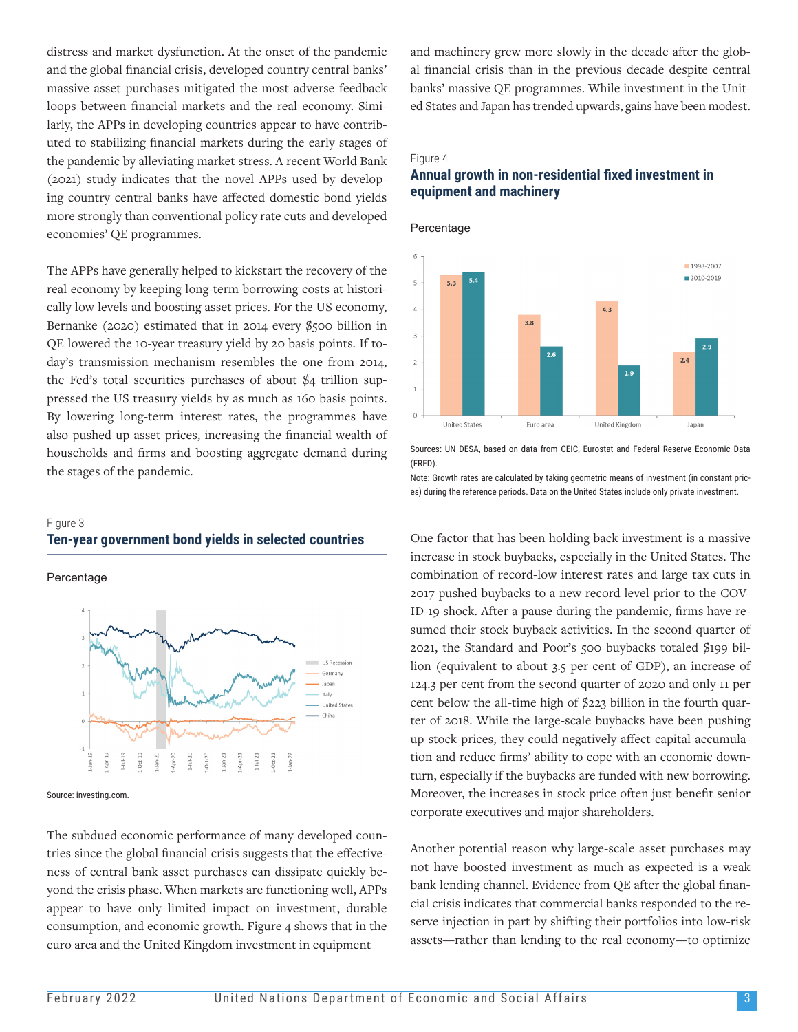distress and market dysfunction. At the onset of the pandemic and the global financial crisis, developed country central banks' massive asset purchases mitigated the most adverse feedback loops between financial markets and the real economy. Similarly, the APPs in developing countries appear to have contributed to stabilizing financial markets during the early stages of the pandemic by alleviating market stress. A recent World Bank (2021) study indicates that the novel APPs used by developing country central banks have affected domestic bond yields more strongly than conventional policy rate cuts and developed economies' QE programmes.

The APPs have generally helped to kickstart the recovery of the real economy by keeping long-term borrowing costs at historically low levels and boosting asset prices. For the US economy, Bernanke (2020) estimated that in 2014 every $500 billion in QE lowered the 10-year treasury yield by 20 basis points. If today's transmission mechanism resembles the one from 2014, the Fed's total securities purchases of about $4 trillion suppressed the US treasury yields by as much as 160 basis points. By lowering long-term interest rates, the programmes have also pushed up asset prices, increasing the financial wealth of households and firms and boosting aggregate demand during the stages of the pandemic.

Figure 3

**Ten-year government bond yields in selected countries**

Percentage

Source: investing.com.

The subdued economic performance of many developed countries since the global financial crisis suggests that the effectiveness of central bank asset purchases can dissipate quickly beyond the crisis phase. When markets are functioning well, APPs appear to have only limited impact on investment, durable consumption, and economic growth. Figure 4 shows that in the euro area and the United Kingdom investment in equipment and machinery grew more slowly in the decade after the global financial crisis than in the previous decade despite central banks' massive QE programmes. While investment in the United States and Japan has trended upwards, gains have been modest.

Figure 4

**Annual growth in non-residential fixed investment in equipment and machinery**

Percentage

| | 1998-2007 | 2010-2019 |
|---|---|---|
| United States | 5.3 | 5.4 |
| Euro area | 3.8 | 2.6 |
| United Kingdom | 4.3 | 1.9 |
| Japan | 2.4 | 2.9 |

Sources: UN DESA, based on data from CEIC, Eurostat and Federal Reserve Economic Data (FRED).

Note: Growth rates are calculated by taking geometric means of investment (in constant prices) during the reference periods. Data on the United States include only private investment.

One factor that has been holding back investment is a massive increase in stock buybacks, especially in the United States. The combination of record-low interest rates and large tax cuts in 2017 pushed buybacks to a new record level prior to the COVID-19 shock. After a pause during the pandemic, firms have resumed their stock buyback activities. In the second quarter of 2021, the Standard and Poor's 500 buybacks totaled $199 billion (equivalent to about 3.5 per cent of GDP), an increase of 124.3 per cent from the second quarter of 2020 and only 11 per cent below the all-time high of $223 billion in the fourth quarter of 2018. While the large-scale buybacks have been pushing up stock prices, they could negatively affect capital accumulation and reduce firms' ability to cope with an economic downturn, especially if the buybacks are funded with new borrowing. Moreover, the increases in stock price often just benefit senior corporate executives and major shareholders.

Another potential reason why large-scale asset purchases may not have boosted investment as much as expected is a weak bank lending channel. Evidence from QE after the global financial crisis indicates that commercial banks responded to the reserve injection in part by shifting their portfolios into low-risk assets—rather than lending to the real economy—to optimize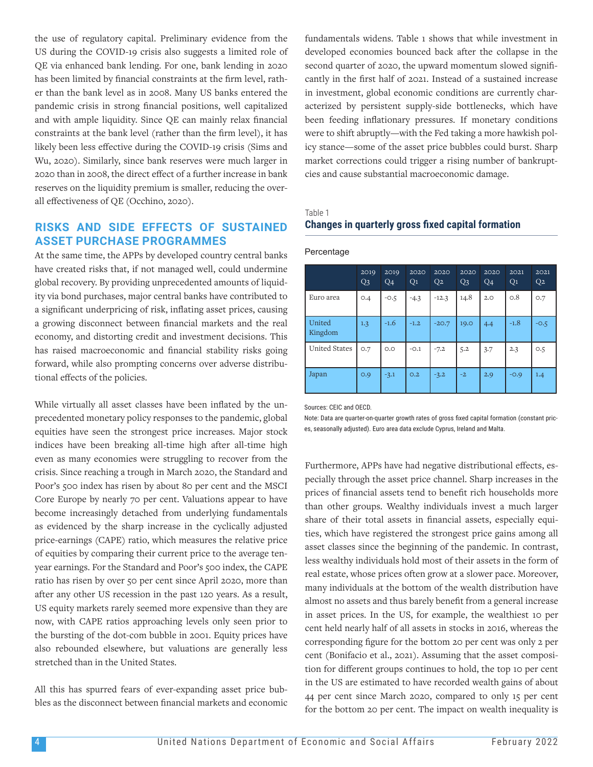the use of regulatory capital. Preliminary evidence from the US during the COVID-19 crisis also suggests a limited role of QE via enhanced bank lending. For one, bank lending in 2020 has been limited by financial constraints at the firm level, rather than the bank level as in 2008. Many US banks entered the pandemic crisis in strong financial positions, well capitalized and with ample liquidity. Since QE can mainly relax financial constraints at the bank level (rather than the firm level), it has likely been less effective during the COVID-19 crisis (Sims and Wu, 2020). Similarly, since bank reserves were much larger in 2020 than in 2008, the direct effect of a further increase in bank reserves on the liquidity premium is smaller, reducing the overall effectiveness of QE (Occhino, 2020).

## RISKS AND SIDE EFFECTS OF SUSTAINED ASSET PURCHASE PROGRAMMES

At the same time, the APPs by developed country central banks have created risks that, if not managed well, could undermine global recovery. By providing unprecedented amounts of liquidity via bond purchases, major central banks have contributed to a significant underpricing of risk, inflating asset prices, causing a growing disconnect between financial markets and the real economy, and distorting credit and investment decisions. This has raised macroeconomic and financial stability risks going forward, while also prompting concerns over adverse distributional effects of the policies.

While virtually all asset classes have been inflated by the unprecedented monetary policy responses to the pandemic, global equities have seen the strongest price increases. Major stock indices have been breaking all-time high after all-time high even as many economies were struggling to recover from the crisis. Since reaching a trough in March 2020, the Standard and Poor's 500 index has risen by about 80 per cent and the MSCI Core Europe by nearly 70 per cent. Valuations appear to have become increasingly detached from underlying fundamentals as evidenced by the sharp increase in the cyclically adjusted price-earnings (CAPE) ratio, which measures the relative price of equities by comparing their current price to the average ten-year earnings. For the Standard and Poor's 500 index, the CAPE ratio has risen by over 50 per cent since April 2020, more than after any other US recession in the past 120 years. As a result, US equity markets rarely seemed more expensive than they are now, with CAPE ratios approaching levels only seen prior to the bursting of the dot-com bubble in 2001. Equity prices have also rebounded elsewhere, but valuations are generally less stretched than in the United States.

All this has spurred fears of ever-expanding asset price bubbles as the disconnect between financial markets and economic fundamentals widens. Table 1 shows that while investment in developed economies bounced back after the collapse in the second quarter of 2020, the upward momentum slowed significantly in the first half of 2021. Instead of a sustained increase in investment, global economic conditions are currently characterized by persistent supply-side bottlenecks, which have been feeding inflationary pressures. If monetary conditions were to shift abruptly—with the Fed taking a more hawkish policy stance—some of the asset price bubbles could burst. Sharp market corrections could trigger a rising number of bankruptcies and cause substantial macroeconomic damage.

Table 1

**Changes in quarterly gross fixed capital formation**

Percentage

| | 2019 Q3 | 2019 Q4 | 2020 Q1 | 2020 Q2 | 2020 Q3 | 2020 Q4 | 2021 Q1 | 2021 Q2 |
|---|---|---|---|---|---|---|---|---|
| Euro area | 0.4 | -0.5 | -4.3 | -12.3 | 14.8 | 2.0 | 0.8 | 0.7 |
| United Kingdom | 1.3 | -1.6 | -1.2 | -20.7 | 19.0 | 4.4 | -1.8 | -0.5 |
| United States | 0.7 | 0.0 | -0.1 | -7.2 | 5.2 | 3.7 | 2.3 | 0.5 |
| Japan | 0.9 | -3.1 | 0.2 | -3.2 | -2 | 2.9 | -0.9 | 1.4 |

Sources: CEIC and OECD.

Note: Data are quarter-on-quarter growth rates of gross fixed capital formation (constant prices, seasonally adjusted). Euro area data exclude Cyprus, Ireland and Malta.

Furthermore, APPs have had negative distributional effects, especially through the asset price channel. Sharp increases in the prices of financial assets tend to benefit rich households more than other groups. Wealthy individuals invest a much larger share of their total assets in financial assets, especially equities, which have registered the strongest price gains among all asset classes since the beginning of the pandemic. In contrast, less wealthy individuals hold most of their assets in the form of real estate, whose prices often grow at a slower pace. Moreover, many individuals at the bottom of the wealth distribution have almost no assets and thus barely benefit from a general increase in asset prices. In the US, for example, the wealthiest 10 per cent held nearly half of all assets in stocks in 2016, whereas the corresponding figure for the bottom 20 per cent was only 2 per cent (Bonifacio et al., 2021). Assuming that the asset composition for different groups continues to hold, the top 10 per cent in the US are estimated to have recorded wealth gains of about 44 per cent since March 2020, compared to only 15 per cent for the bottom 20 per cent. The impact on wealth inequality is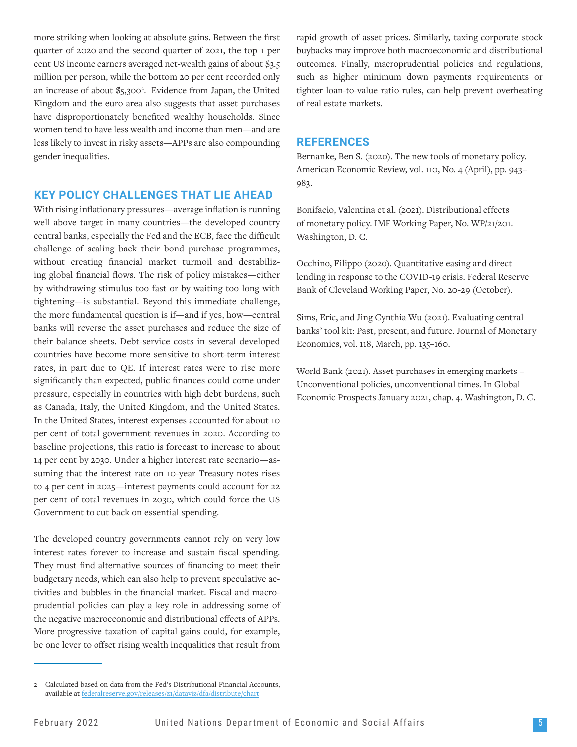more striking when looking at absolute gains. Between the first quarter of 2020 and the second quarter of 2021, the top 1 per cent US income earners averaged net-wealth gains of about $3.5 million per person, while the bottom 20 per cent recorded only an increase of about $5,300[2]. Evidence from Japan, the United Kingdom and the euro area also suggests that asset purchases have disproportionately benefited wealthy households. Since women tend to have less wealth and income than men—and are less likely to invest in risky assets—APPs are also compounding gender inequalities.

## KEY POLICY CHALLENGES THAT LIE AHEAD

With rising inflationary pressures—average inflation is running well above target in many countries—the developed country central banks, especially the Fed and the ECB, face the difficult challenge of scaling back their bond purchase programmes, without creating financial market turmoil and destabilizing global financial flows. The risk of policy mistakes—either by withdrawing stimulus too fast or by waiting too long with tightening—is substantial. Beyond this immediate challenge, the more fundamental question is if—and if yes, how—central banks will reverse the asset purchases and reduce the size of their balance sheets. Debt-service costs in several developed countries have become more sensitive to short-term interest rates, in part due to QE. If interest rates were to rise more significantly than expected, public finances could come under pressure, especially in countries with high debt burdens, such as Canada, Italy, the United Kingdom, and the United States. In the United States, interest expenses accounted for about 10 per cent of total government revenues in 2020. According to baseline projections, this ratio is forecast to increase to about 14 per cent by 2030. Under a higher interest rate scenario—assuming that the interest rate on 10-year Treasury notes rises to 4 per cent in 2025—interest payments could account for 22 per cent of total revenues in 2030, which could force the US Government to cut back on essential spending.

The developed country governments cannot rely on very low interest rates forever to increase and sustain fiscal spending. They must find alternative sources of financing to meet their budgetary needs, which can also help to prevent speculative activities and bubbles in the financial market. Fiscal and macroprudential policies can play a key role in addressing some of the negative macroeconomic and distributional effects of APPs. More progressive taxation of capital gains could, for example, be one lever to offset rising wealth inequalities that result from rapid growth of asset prices. Similarly, taxing corporate stock buybacks may improve both macroeconomic and distributional outcomes. Finally, macroprudential policies and regulations, such as higher minimum down payments requirements or tighter loan-to-value ratio rules, can help prevent overheating of real estate markets.

## REFERENCES

Bernanke, Ben S. (2020). The new tools of monetary policy. American Economic Review, vol. 110, No. 4 (April), pp. 943–983.

Bonifacio, Valentina et al. (2021). Distributional effects of monetary policy. IMF Working Paper, No. WP/21/201. Washington, D. C.

Occhino, Filippo (2020). Quantitative easing and direct lending in response to the COVID-19 crisis. Federal Reserve Bank of Cleveland Working Paper, No. 20-29 (October).

Sims, Eric, and Jing Cynthia Wu (2021). Evaluating central banks' tool kit: Past, present, and future. Journal of Monetary Economics, vol. 118, March, pp. 135–160.

World Bank (2021). Asset purchases in emerging markets – Unconventional policies, unconventional times. In Global Economic Prospects January 2021, chap. 4. Washington, D. C.

---

[2] Calculated based on data from the Fed's Distributional Financial Accounts, available at federalreserve.gov/releases/z1/dataviz/dfa/distribute/chart